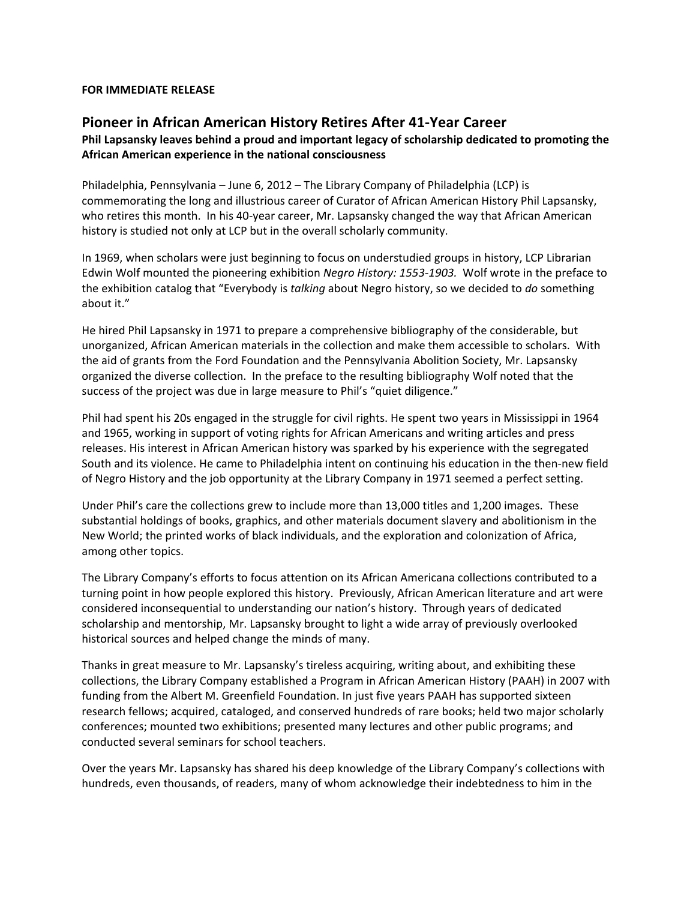**FOR IMMEDIATE RELEASE**

## Pioneer in African American History Retires After 41-Year Career

**Phil Lapsansky leaves behind a proud and important legacy of scholarship dedicated to promoting the African American experience in the national consciousness**

Philadelphia, Pennsylvania – June 6, 2012 – The Library Company of Philadelphia (LCP) is commemorating the long and illustrious career of Curator of African American History Phil Lapsansky, who retires this month. In his 40-year career, Mr. Lapsansky changed the way that African American history is studied not only at LCP but in the overall scholarly community.

In 1969, when scholars were just beginning to focus on understudied groups in history, LCP Librarian Edwin Wolf mounted the pioneering exhibition *Negro History: 1553-1903.* Wolf wrote in the preface to the exhibition catalog that "Everybody is *talking* about Negro history, so we decided to *do* something about it."

He hired Phil Lapsansky in 1971 to prepare a comprehensive bibliography of the considerable, but unorganized, African American materials in the collection and make them accessible to scholars. With the aid of grants from the Ford Foundation and the Pennsylvania Abolition Society, Mr. Lapsansky organized the diverse collection. In the preface to the resulting bibliography Wolf noted that the success of the project was due in large measure to Phil's "quiet diligence."

Phil had spent his 20s engaged in the struggle for civil rights. He spent two years in Mississippi in 1964 and 1965, working in support of voting rights for African Americans and writing articles and press releases. His interest in African American history was sparked by his experience with the segregated South and its violence. He came to Philadelphia intent on continuing his education in the then-new field of Negro History and the job opportunity at the Library Company in 1971 seemed a perfect setting.

Under Phil's care the collections grew to include more than 13,000 titles and 1,200 images. These substantial holdings of books, graphics, and other materials document slavery and abolitionism in the New World; the printed works of black individuals, and the exploration and colonization of Africa, among other topics.

The Library Company's efforts to focus attention on its African Americana collections contributed to a turning point in how people explored this history. Previously, African American literature and art were considered inconsequential to understanding our nation's history. Through years of dedicated scholarship and mentorship, Mr. Lapsansky brought to light a wide array of previously overlooked historical sources and helped change the minds of many.

Thanks in great measure to Mr. Lapsansky's tireless acquiring, writing about, and exhibiting these collections, the Library Company established a Program in African American History (PAAH) in 2007 with funding from the Albert M. Greenfield Foundation. In just five years PAAH has supported sixteen research fellows; acquired, cataloged, and conserved hundreds of rare books; held two major scholarly conferences; mounted two exhibitions; presented many lectures and other public programs; and conducted several seminars for school teachers.

Over the years Mr. Lapsansky has shared his deep knowledge of the Library Company's collections with hundreds, even thousands, of readers, many of whom acknowledge their indebtedness to him in the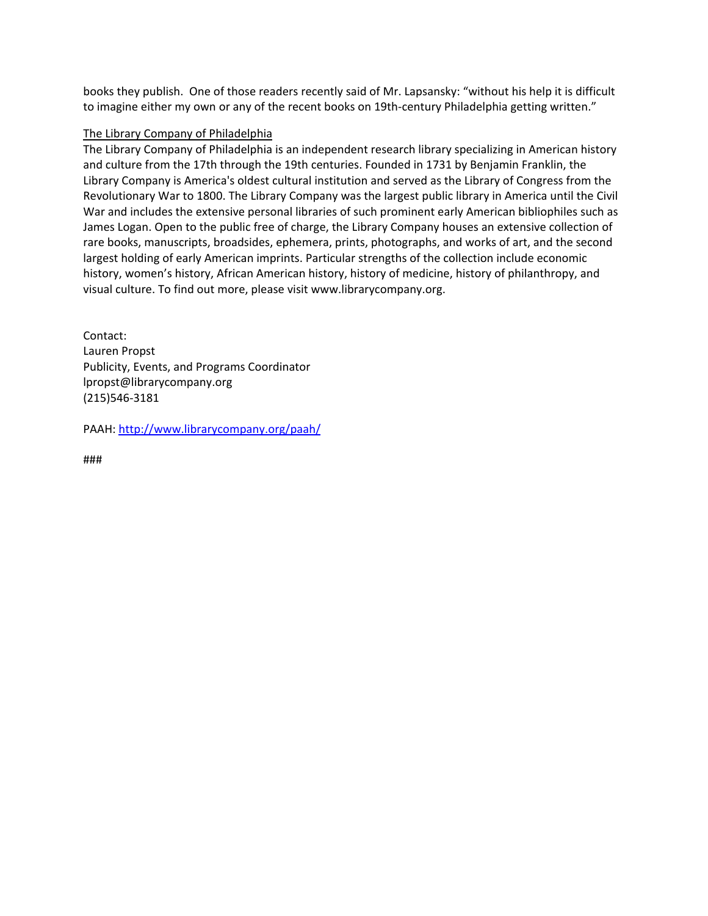books they publish. One of those readers recently said of Mr. Lapsansky: "without his help it is difficult to imagine either my own or any of the recent books on 19th-century Philadelphia getting written."

The Library Company of Philadelphia

The Library Company of Philadelphia is an independent research library specializing in American history and culture from the 17th through the 19th centuries. Founded in 1731 by Benjamin Franklin, the Library Company is America's oldest cultural institution and served as the Library of Congress from the Revolutionary War to 1800. The Library Company was the largest public library in America until the Civil War and includes the extensive personal libraries of such prominent early American bibliophiles such as James Logan. Open to the public free of charge, the Library Company houses an extensive collection of rare books, manuscripts, broadsides, ephemera, prints, photographs, and works of art, and the second largest holding of early American imprints. Particular strengths of the collection include economic history, women's history, African American history, history of medicine, history of philanthropy, and visual culture. To find out more, please visit www.librarycompany.org.

Contact:
Lauren Propst
Publicity, Events, and Programs Coordinator
lpropst@librarycompany.org
(215)546-3181

PAAH: http://www.librarycompany.org/paah/

###